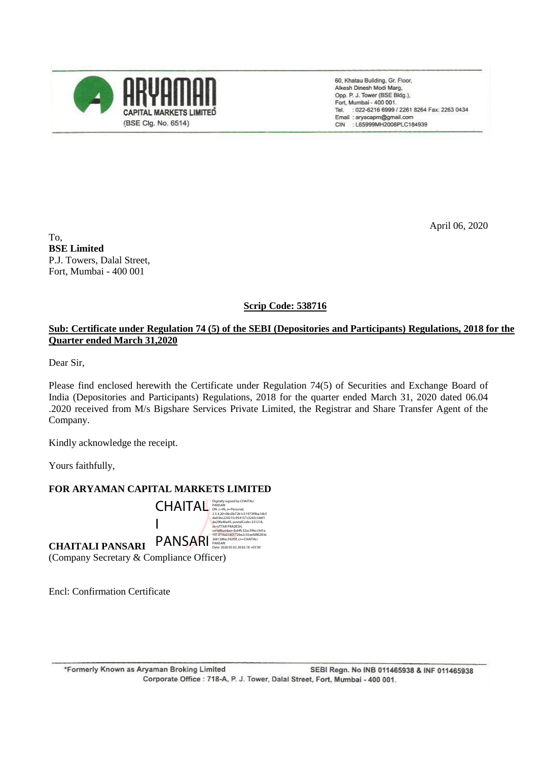**ARYAMAN**
CAPITAL MARKETS LIMITED*
(BSE Clg. No. 6514)

60, Khatau Building, Gr. Floor,
Alkesh Dinesh Modi Marg,
Opp. P. J. Tower (BSE Bldg.),
Fort, Mumbai - 400 001.
Tel. : 022-6216 6999 / 2261 8264 Fax: 2263 0434
Email : aryacapm@gmail.com
CIN : L65999MH2008PLC184939

April 06, 2020

To,
**BSE Limited**
P.J. Towers, Dalal Street,
Fort, Mumbai - 400 001

**Scrip Code: 538716**

**Sub: Certificate under Regulation 74 (5) of the SEBI (Depositories and Participants) Regulations, 2018 for the Quarter ended March 31,2020**

Dear Sir,

Please find enclosed herewith the Certificate under Regulation 74(5) of Securities and Exchange Board of India (Depositories and Participants) Regulations, 2018 for the quarter ended March 31, 2020 dated 06.04 .2020 received from M/s Bigshare Services Private Limited, the Registrar and Share Transfer Agent of the Company.

Kindly acknowledge the receipt.

Yours faithfully,

**FOR ARYAMAN CAPITAL MARKETS LIMITED**

CHAITALI PANSARI
Digitally signed by CHAITALI PANSARI
Date: 2020.05.02 20:02:18 +05'30'

**CHAITALI PANSARI**
(Company Secretary & Compliance Officer)

Encl: Confirmation Certificate

*Formerly Known as Aryaman Broking Limited
SEBI Regn. No INB 011465938 & INF 011465938
Corporate Office : 718-A, P. J. Tower, Dalal Street, Fort, Mumbai - 400 001.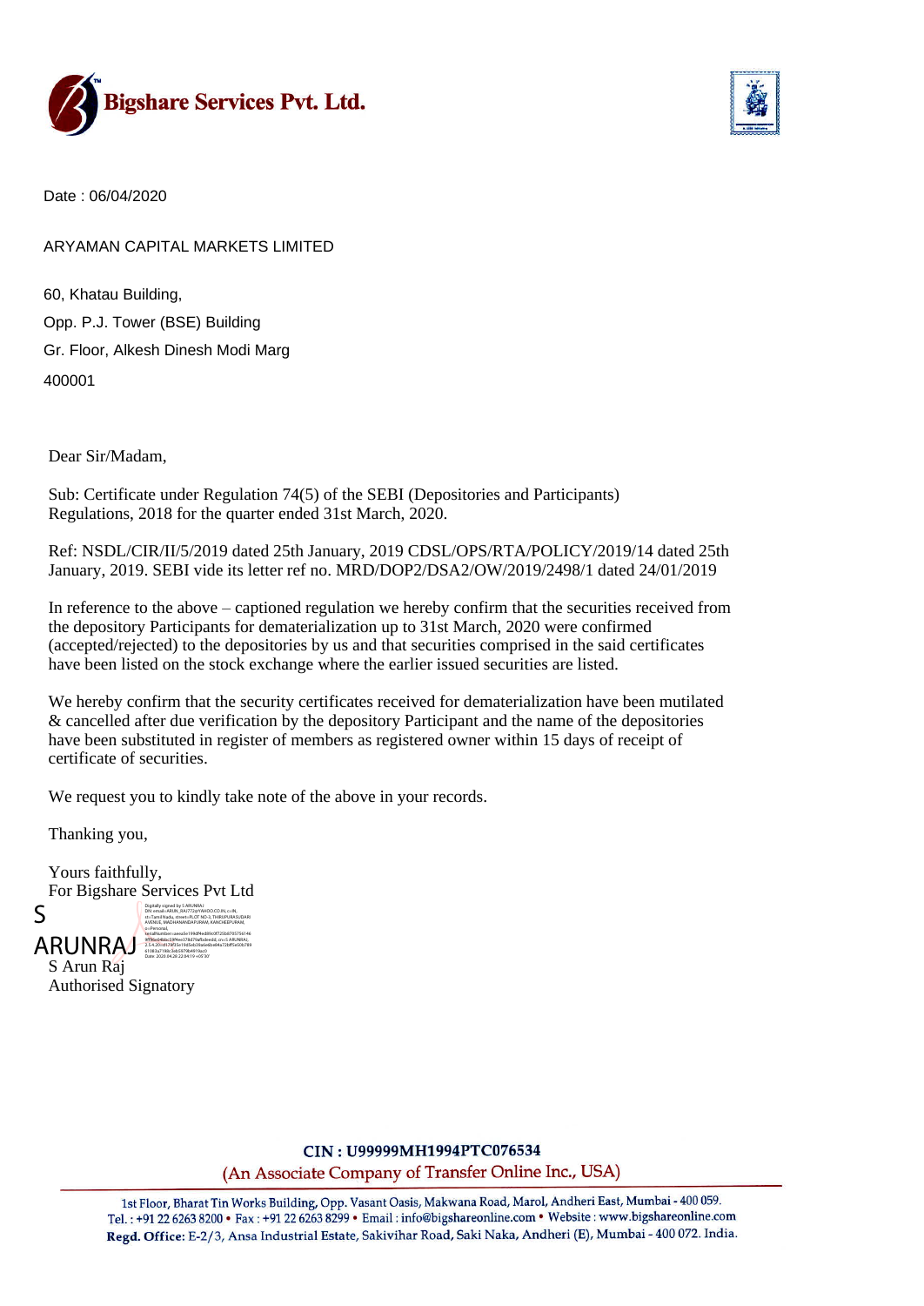**Bigshare Services Pvt. Ltd.**

Date : 06/04/2020

ARYAMAN CAPITAL MARKETS LIMITED

60, Khatau Building,

Opp. P.J. Tower (BSE) Building

Gr. Floor, Alkesh Dinesh Modi Marg

400001

Dear Sir/Madam,

Sub: Certificate under Regulation 74(5) of the SEBI (Depositories and Participants) Regulations, 2018 for the quarter ended 31st March, 2020.

Ref: NSDL/CIR/II/5/2019 dated 25th January, 2019 CDSL/OPS/RTA/POLICY/2019/14 dated 25th January, 2019. SEBI vide its letter ref no. MRD/DOP2/DSA2/OW/2019/2498/1 dated 24/01/2019

In reference to the above – captioned regulation we hereby confirm that the securities received from the depository Participants for dematerialization up to 31st March, 2020 were confirmed (accepted/rejected) to the depositories by us and that securities comprised in the said certificates have been listed on the stock exchange where the earlier issued securities are listed.

We hereby confirm that the security certificates received for dematerialization have been mutilated & cancelled after due verification by the depository Participant and the name of the depositories have been substituted in register of members as registered owner within 15 days of receipt of certificate of securities.

We request you to kindly take note of the above in your records.

Thanking you,

Yours faithfully,
For Bigshare Services Pvt Ltd

S ARUNRAJ

S Arun Raj
Authorised Signatory

CIN : U99999MH1994PTC076534

(An Associate Company of Transfer Online Inc., USA)

1st Floor, Bharat Tin Works Building, Opp. Vasant Oasis, Makwana Road, Marol, Andheri East, Mumbai - 400 059.
Tel. : +91 22 6263 8200 • Fax : +91 22 6263 8299 • Email : info@bigshareonline.com • Website : www.bigshareonline.com
**Regd. Office:** E-2/3, Ansa Industrial Estate, Sakivihar Road, Saki Naka, Andheri (E), Mumbai - 400 072. India.